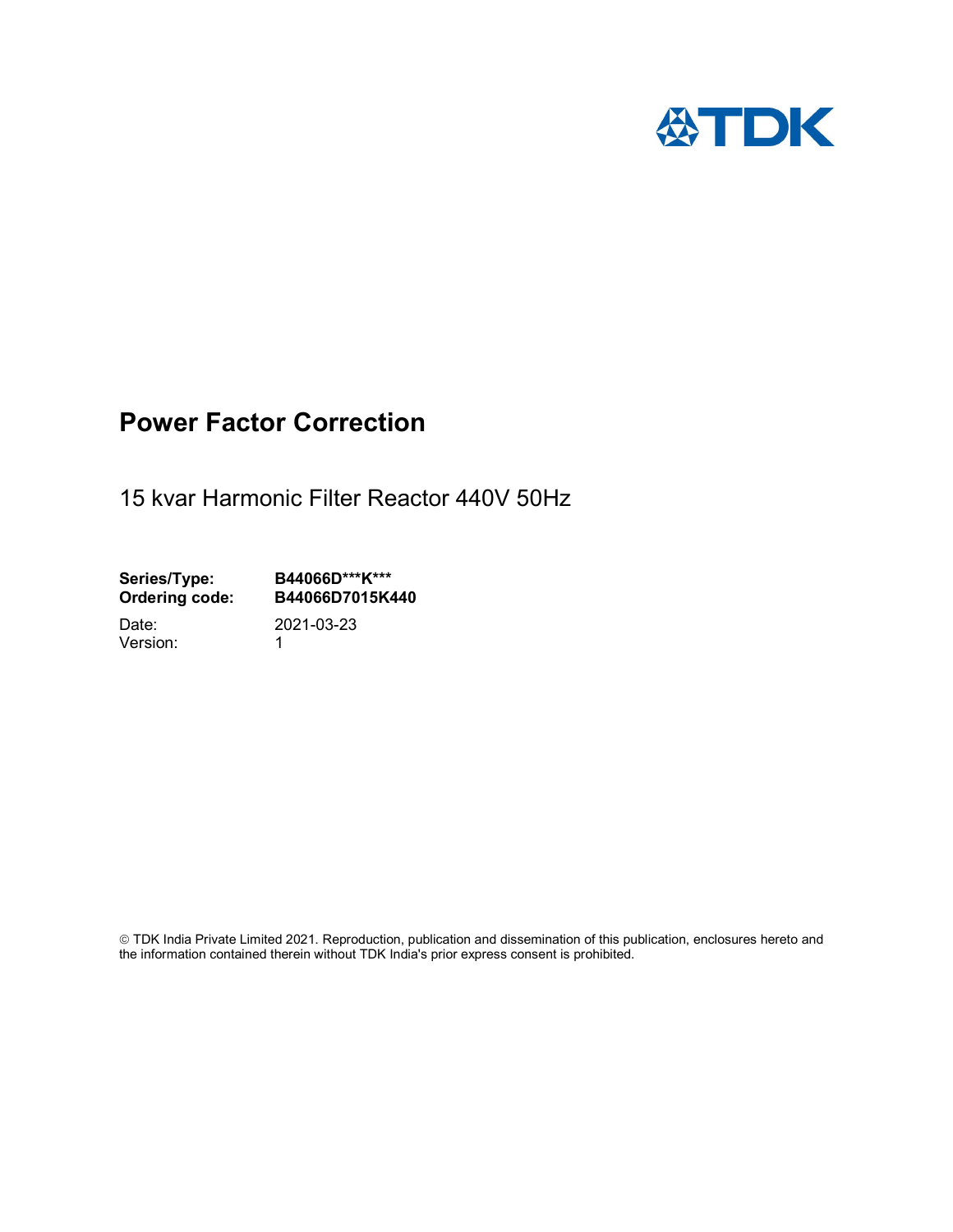# Power Factor Correction

15 kvar Harmonic Filter Reactor 440V 50Hz

**Series/Type:** **B44066D\*\*\*K\*\*\***
**Ordering code:** **B44066D7015K440**

Date: 2021-03-23
Version: 1

© TDK India Private Limited 2021. Reproduction, publication and dissemination of this publication, enclosures hereto and the information contained therein without TDK India's prior express consent is prohibited.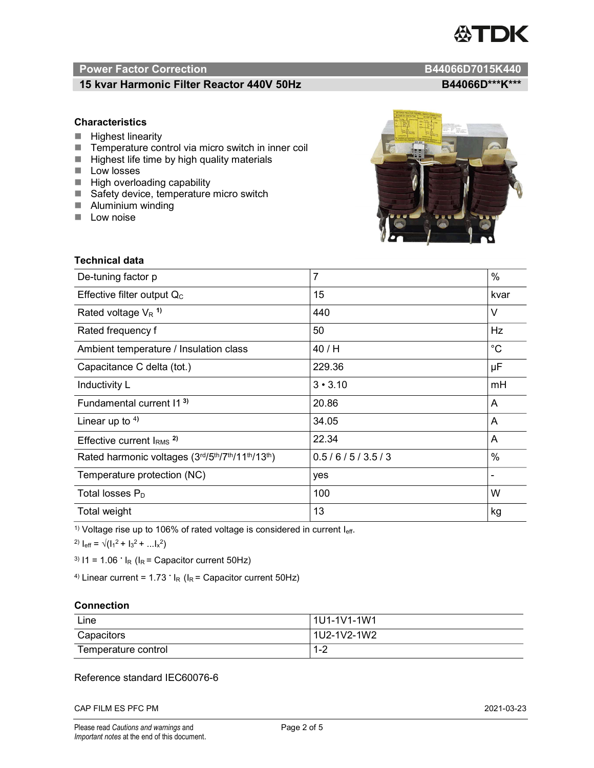## Power Factor Correction — B44066D7015K440

### 15 kvar Harmonic Filter Reactor 440V 50Hz — B44066D***K***

### Characteristics

- Highest linearity
- Temperature control via micro switch in inner coil
- Highest life time by high quality materials
- Low losses
- High overloading capability
- Safety device, temperature micro switch
- Aluminium winding
- Low noise

### Technical data

| | | |
|---|---|---|
| De-tuning factor p | 7 | % |
| Effective filter output $Q_C$ | 15 | kvar |
| Rated voltage $V_R$ [1)] | 440 | V |
| Rated frequency f | 50 | Hz |
| Ambient temperature / Insulation class | 40 / H | °C |
| Capacitance C delta (tot.) | 229.36 | µF |
| Inductivity L | 3 • 3.10 | mH |
| Fundamental current I1 [3)] | 20.86 | A |
| Linear up to [4)] | 34.05 | A |
| Effective current $I_{RMS}$ [2)] | 22.34 | A |
| Rated harmonic voltages (3rd/5th/7th/11th/13th) | 0.5 / 6 / 5 / 3.5 / 3 | % |
| Temperature protection (NC) | yes | - |
| Total losses $P_D$ | 100 | W |
| Total weight | 13 | kg |

[1)] Voltage rise up to 106% of rated voltage is considered in current $I_{eff}$.

[2)] $I_{eff} = \sqrt{(I_1^2 + I_3^2 + \ldots I_x^2)}$

[3)] $I1 = 1.06 \cdot I_R$ ($I_R$ = Capacitor current 50Hz)

[4)] Linear current = $1.73 \cdot I_R$ ($I_R$ = Capacitor current 50Hz)

### Connection

| | |
|---|---|
| Line | 1U1-1V1-1W1 |
| Capacitors | 1U2-1V2-1W2 |
| Temperature control | 1-2 |

Reference standard IEC60076-6

CAP FILM ES PFC PM — 2021-03-23

Please read *Cautions and warnings* and *Important notes* at the end of this document.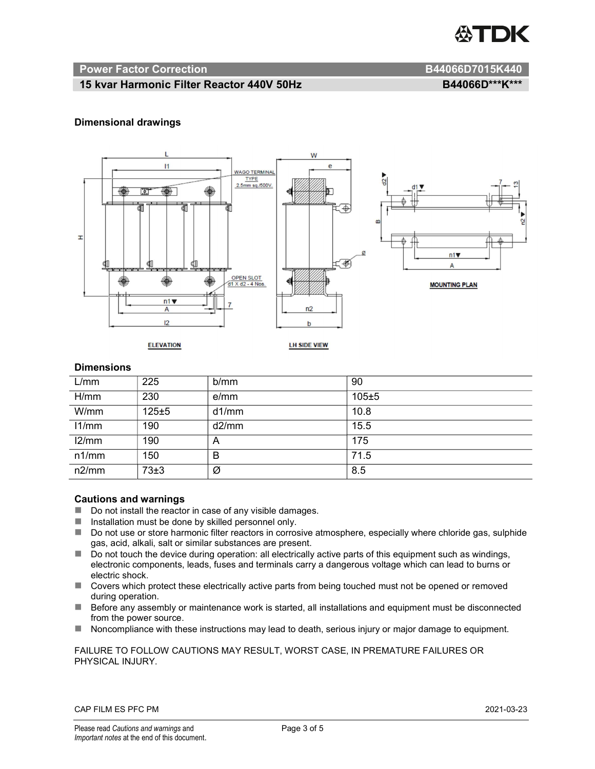**Power Factor Correction** **B44066D7015K440**

**15 kvar Harmonic Filter Reactor 440V 50Hz** **B44066D\*\*\*K\*\*\***

### Dimensional drawings

### Dimensions

| L/mm | 225 | b/mm | 90 |
|---|---|---|---|
| H/mm | 230 | e/mm | 105±5 |
| W/mm | 125±5 | d1/mm | 10.8 |
| l1/mm | 190 | d2/mm | 15.5 |
| l2/mm | 190 | A | 175 |
| n1/mm | 150 | B | 71.5 |
| n2/mm | 73±3 | Ø | 8.5 |

### Cautions and warnings

- Do not install the reactor in case of any visible damages.
- Installation must be done by skilled personnel only.
- Do not use or store harmonic filter reactors in corrosive atmosphere, especially where chloride gas, sulphide gas, acid, alkali, salt or similar substances are present.
- Do not touch the device during operation: all electrically active parts of this equipment such as windings, electronic components, leads, fuses and terminals carry a dangerous voltage which can lead to burns or electric shock.
- Covers which protect these electrically active parts from being touched must not be opened or removed during operation.
- Before any assembly or maintenance work is started, all installations and equipment must be disconnected from the power source.
- Noncompliance with these instructions may lead to death, serious injury or major damage to equipment.

FAILURE TO FOLLOW CAUTIONS MAY RESULT, WORST CASE, IN PREMATURE FAILURES OR PHYSICAL INJURY.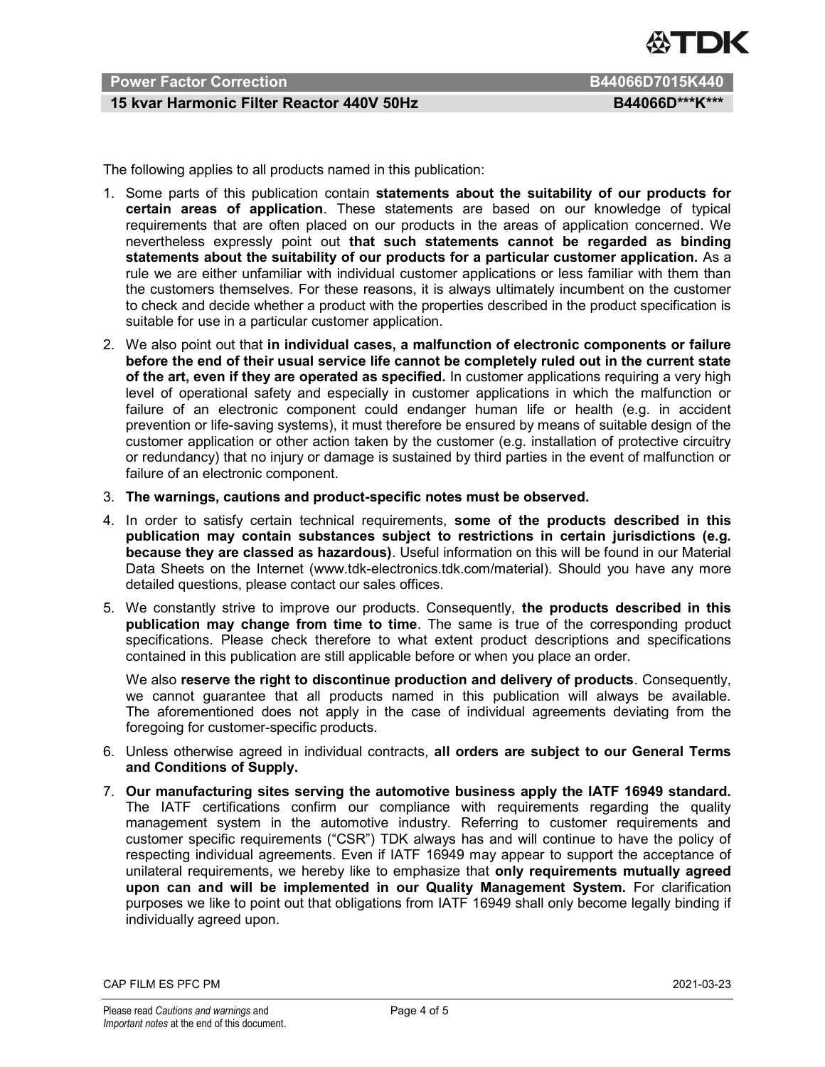The following applies to all products named in this publication:

1. Some parts of this publication contain **statements about the suitability of our products for certain areas of application**. These statements are based on our knowledge of typical requirements that are often placed on our products in the areas of application concerned. We nevertheless expressly point out **that such statements cannot be regarded as binding statements about the suitability of our products for a particular customer application.** As a rule we are either unfamiliar with individual customer applications or less familiar with them than the customers themselves. For these reasons, it is always ultimately incumbent on the customer to check and decide whether a product with the properties described in the product specification is suitable for use in a particular customer application.
2. We also point out that **in individual cases, a malfunction of electronic components or failure before the end of their usual service life cannot be completely ruled out in the current state of the art, even if they are operated as specified.** In customer applications requiring a very high level of operational safety and especially in customer applications in which the malfunction or failure of an electronic component could endanger human life or health (e.g. in accident prevention or life-saving systems), it must therefore be ensured by means of suitable design of the customer application or other action taken by the customer (e.g. installation of protective circuitry or redundancy) that no injury or damage is sustained by third parties in the event of malfunction or failure of an electronic component.
3. **The warnings, cautions and product-specific notes must be observed.**
4. In order to satisfy certain technical requirements, **some of the products described in this publication may contain substances subject to restrictions in certain jurisdictions (e.g. because they are classed as hazardous)**. Useful information on this will be found in our Material Data Sheets on the Internet (www.tdk-electronics.tdk.com/material). Should you have any more detailed questions, please contact our sales offices.
5. We constantly strive to improve our products. Consequently, **the products described in this publication may change from time to time**. The same is true of the corresponding product specifications. Please check therefore to what extent product descriptions and specifications contained in this publication are still applicable before or when you place an order.

   We also **reserve the right to discontinue production and delivery of products**. Consequently, we cannot guarantee that all products named in this publication will always be available. The aforementioned does not apply in the case of individual agreements deviating from the foregoing for customer-specific products.
6. Unless otherwise agreed in individual contracts, **all orders are subject to our General Terms and Conditions of Supply.**
7. **Our manufacturing sites serving the automotive business apply the IATF 16949 standard.** The IATF certifications confirm our compliance with requirements regarding the quality management system in the automotive industry. Referring to customer requirements and customer specific requirements ("CSR") TDK always has and will continue to have the policy of respecting individual agreements. Even if IATF 16949 may appear to support the acceptance of unilateral requirements, we hereby like to emphasize that **only requirements mutually agreed upon can and will be implemented in our Quality Management System.** For clarification purposes we like to point out that obligations from IATF 16949 shall only become legally binding if individually agreed upon.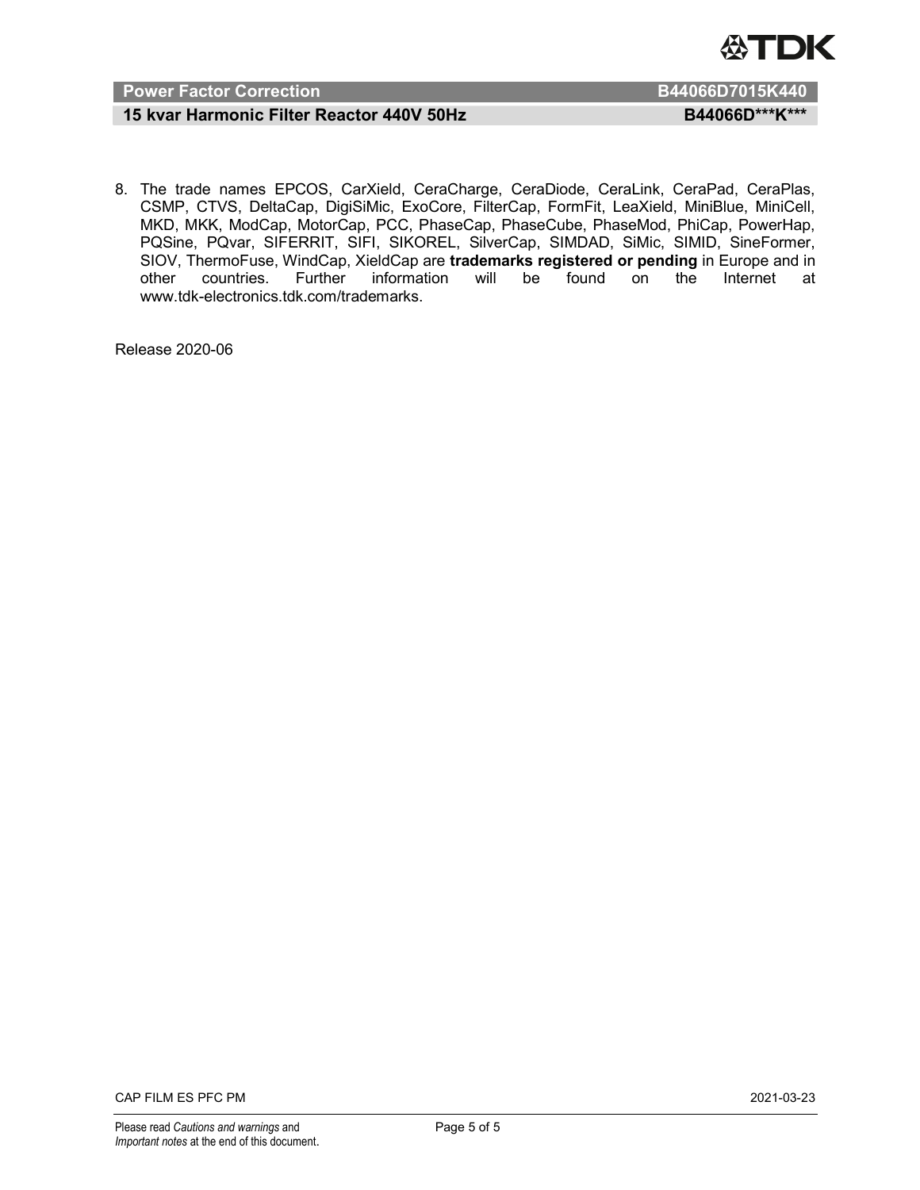8. The trade names EPCOS, CarXield, CeraCharge, CeraDiode, CeraLink, CeraPad, CeraPlas, CSMP, CTVS, DeltaCap, DigiSiMic, ExoCore, FilterCap, FormFit, LeaXield, MiniBlue, MiniCell, MKD, MKK, ModCap, MotorCap, PCC, PhaseCap, PhaseCube, PhaseMod, PhiCap, PowerHap, PQSine, PQvar, SIFERRIT, SIFI, SIKOREL, SilverCap, SIMDAD, SiMic, SIMID, SineFormer, SIOV, ThermoFuse, WindCap, XieldCap are **trademarks registered or pending** in Europe and in other countries. Further information will be found on the Internet at www.tdk-electronics.tdk.com/trademarks.

Release 2020-06